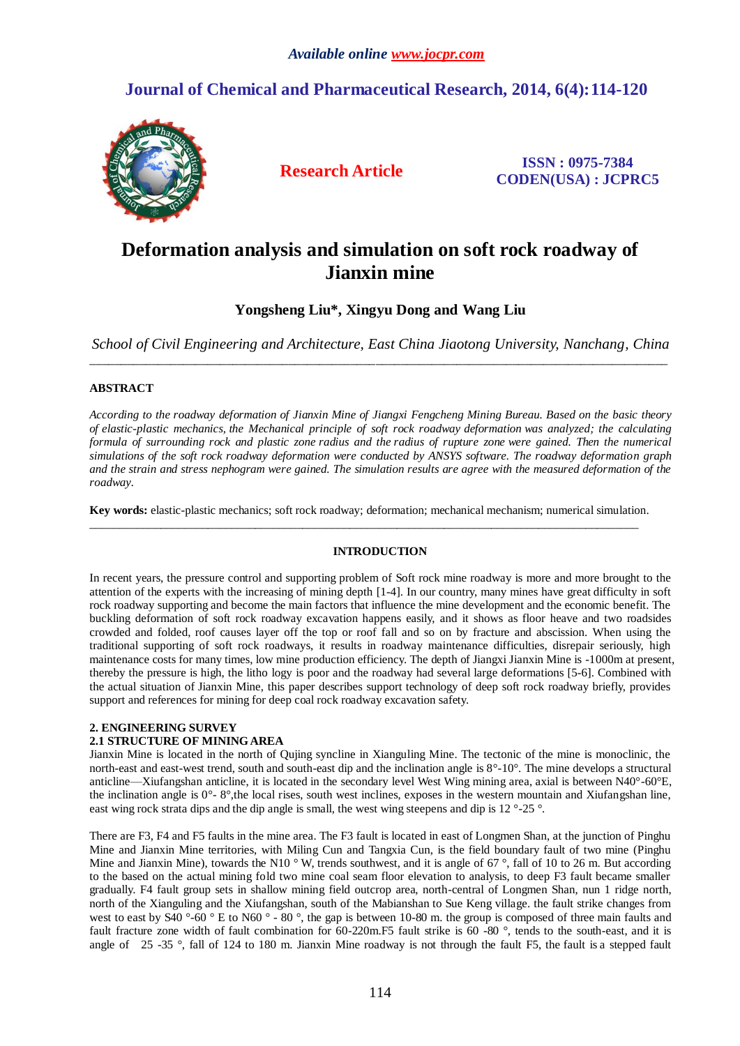# Deformation analysis and simulation on soft rock roadway of Jianxin mine

**Yongsheng Liu\*, Xingyu Dong and Wang Liu**

*School of Civil Engineering and Architecture, East China Jiaotong University, Nanchang, China*

---

## ABSTRACT

*According to the roadway deformation of Jianxin Mine of Jiangxi Fengcheng Mining Bureau. Based on the basic theory of elastic-plastic mechanics, the Mechanical principle of soft rock roadway deformation was analyzed; the calculating formula of surrounding rock and plastic zone radius and the radius of rupture zone were gained. Then the numerical simulations of the soft rock roadway deformation were conducted by ANSYS software. The roadway deformation graph and the strain and stress nephogram were gained. The simulation results are agree with the measured deformation of the roadway.*

**Key words:** elastic-plastic mechanics; soft rock roadway; deformation; mechanical mechanism; numerical simulation.

---

## INTRODUCTION

In recent years, the pressure control and supporting problem of Soft rock mine roadway is more and more brought to the attention of the experts with the increasing of mining depth [1-4]. In our country, many mines have great difficulty in soft rock roadway supporting and become the main factors that influence the mine development and the economic benefit. The buckling deformation of soft rock roadway excavation happens easily, and it shows as floor heave and two roadsides crowded and folded, roof causes layer off the top or roof fall and so on by fracture and abscission. When using the traditional supporting of soft rock roadways, it results in roadway maintenance difficulties, disrepair seriously, high maintenance costs for many times, low mine production efficiency. The depth of Jiangxi Jianxin Mine is -1000m at present, thereby the pressure is high, the litho logy is poor and the roadway had several large deformations [5-6]. Combined with the actual situation of Jianxin Mine, this paper describes support technology of deep soft rock roadway briefly, provides support and references for mining for deep coal rock roadway excavation safety.

## 2. ENGINEERING SURVEY

### 2.1 STRUCTURE OF MINING AREA

Jianxin Mine is located in the north of Qujing syncline in Xianguling Mine. The tectonic of the mine is monoclinic, the north-east and east-west trend, south and south-east dip and the inclination angle is 8°-10°. The mine develops a structural anticline—Xiufangshan anticline, it is located in the secondary level West Wing mining area, axial is between N40°-60°E, the inclination angle is 0°- 8°,the local rises, south west inclines, exposes in the western mountain and Xiufangshan line, east wing rock strata dips and the dip angle is small, the west wing steepens and dip is 12 °-25 °.

There are F3, F4 and F5 faults in the mine area. The F3 fault is located in east of Longmen Shan, at the junction of Pinghu Mine and Jianxin Mine territories, with Miling Cun and Tangxia Cun, is the field boundary fault of two mine (Pinghu Mine and Jianxin Mine), towards the N10 ° W, trends southwest, and it is angle of 67 °, fall of 10 to 26 m. But according to the based on the actual mining fold two mine coal seam floor elevation to analysis, to deep F3 fault became smaller gradually. F4 fault group sets in shallow mining field outcrop area, north-central of Longmen Shan, nun 1 ridge north, north of the Xianguling and the Xiufangshan, south of the Mabianshan to Sue Keng village. the fault strike changes from west to east by S40 °-60 ° E to N60 ° - 80 °, the gap is between 10-80 m. the group is composed of three main faults and fault fracture zone width of fault combination for 60-220m.F5 fault strike is 60 -80 °, tends to the south-east, and it is angle of 25 -35 °, fall of 124 to 180 m. Jianxin Mine roadway is not through the fault F5, the fault is a stepped fault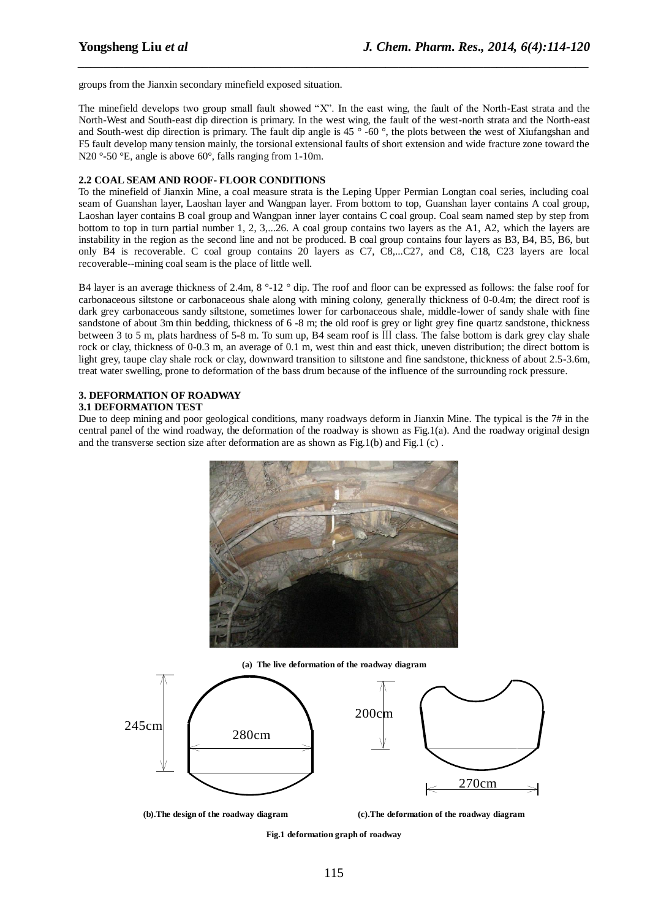groups from the Jianxin secondary minefield exposed situation.

The minefield develops two group small fault showed "X". In the east wing, the fault of the North-East strata and the North-West and South-east dip direction is primary. In the west wing, the fault of the west-north strata and the North-east and South-west dip direction is primary. The fault dip angle is 45 ° -60 °, the plots between the west of Xiufangshan and F5 fault develop many tension mainly, the torsional extensional faults of short extension and wide fracture zone toward the N20 °-50 °E, angle is above 60°, falls ranging from 1-10m.

### 2.2 COAL SEAM AND ROOF- FLOOR CONDITIONS

To the minefield of Jianxin Mine, a coal measure strata is the Leping Upper Permian Longtan coal series, including coal seam of Guanshan layer, Laoshan layer and Wangpan layer. From bottom to top, Guanshan layer contains A coal group, Laoshan layer contains B coal group and Wangpan inner layer contains C coal group. Coal seam named step by step from bottom to top in turn partial number 1, 2, 3,...26. A coal group contains two layers as the A1, A2, which the layers are instability in the region as the second line and not be produced. B coal group contains four layers as B3, B4, B5, B6, but only B4 is recoverable. C coal group contains 20 layers as C7, C8,...C27, and C8, C18, C23 layers are local recoverable--mining coal seam is the place of little well.

B4 layer is an average thickness of 2.4m, 8 °-12 ° dip. The roof and floor can be expressed as follows: the false roof for carbonaceous siltstone or carbonaceous shale along with mining colony, generally thickness of 0-0.4m; the direct roof is dark grey carbonaceous sandy siltstone, sometimes lower for carbonaceous shale, middle-lower of sandy shale with fine sandstone of about 3m thin bedding, thickness of 6 -8 m; the old roof is grey or light grey fine quartz sandstone, thickness between 3 to 5 m, plats hardness of 5-8 m. To sum up, B4 seam roof is Ⅲ class. The false bottom is dark grey clay shale rock or clay, thickness of 0-0.3 m, an average of 0.1 m, west thin and east thick, uneven distribution; the direct bottom is light grey, taupe clay shale rock or clay, downward transition to siltstone and fine sandstone, thickness of about 2.5-3.6m, treat water swelling, prone to deformation of the bass drum because of the influence of the surrounding rock pressure.

## 3. DEFORMATION OF ROADWAY

### 3.1 DEFORMATION TEST

Due to deep mining and poor geological conditions, many roadways deform in Jianxin Mine. The typical is the 7# in the central panel of the wind roadway, the deformation of the roadway is shown as Fig.1(a). And the roadway original design and the transverse section size after deformation are as shown as Fig.1(b) and Fig.1 (c) .

(a) The live deformation of the roadway diagram

245cm 280cm 200cm 270cm

(b).The design of the roadway diagram (c).The deformation of the roadway diagram

Fig.1 deformation graph of roadway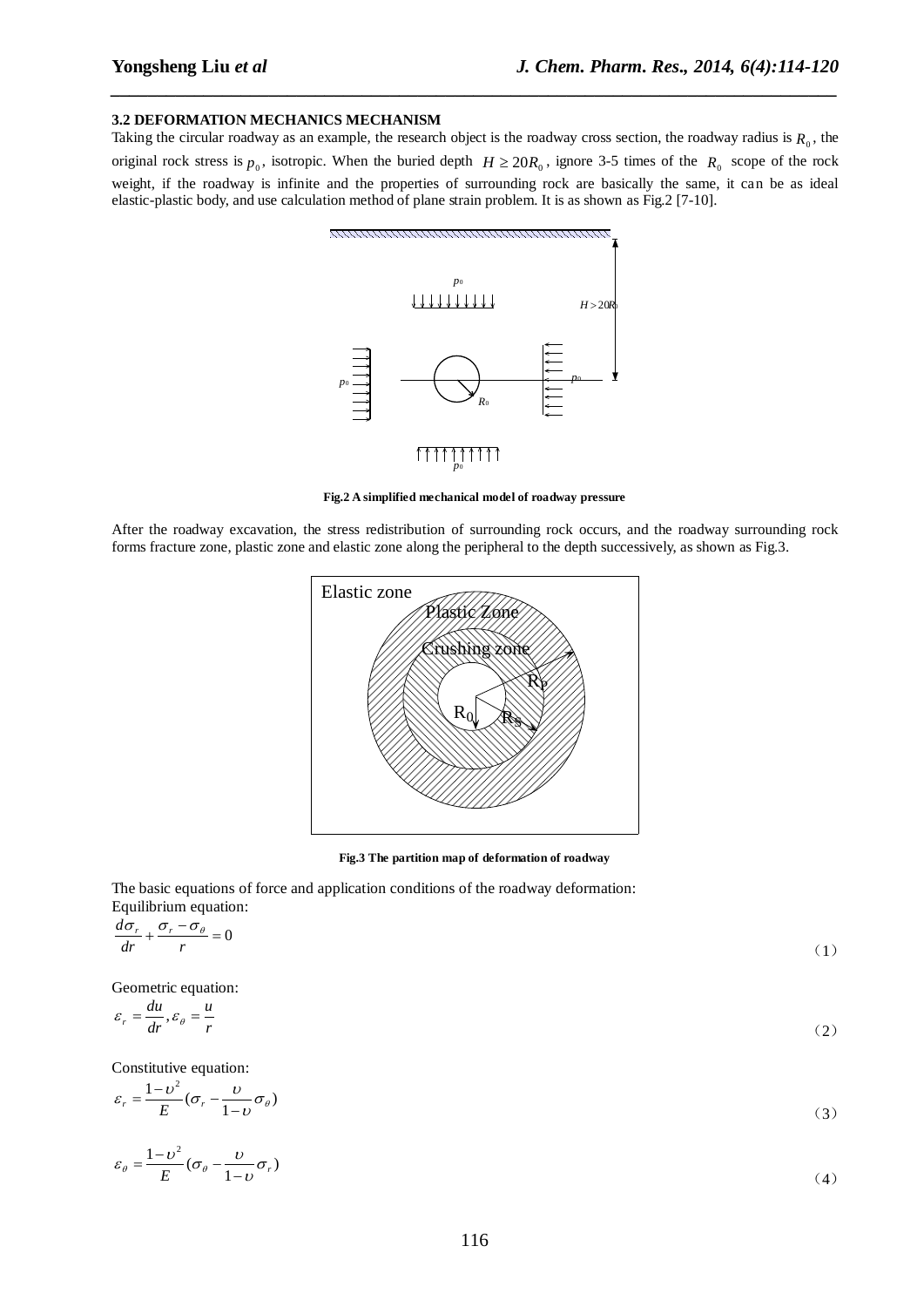### 3.2 DEFORMATION MECHANICS MECHANISM

Taking the circular roadway as an example, the research object is the roadway cross section, the roadway radius is $R_0$, the original rock stress is $p_0$, isotropic. When the buried depth $H \geq 20R_0$, ignore 3-5 times of the $R_0$ scope of the rock weight, if the roadway is infinite and the properties of surrounding rock are basically the same, it can be as ideal elastic-plastic body, and use calculation method of plane strain problem. It is as shown as Fig.2 [7-10].

**Fig.2 A simplified mechanical model of roadway pressure**

After the roadway excavation, the stress redistribution of surrounding rock occurs, and the roadway surrounding rock forms fracture zone, plastic zone and elastic zone along the peripheral to the depth successively, as shown as Fig.3.

**Fig.3 The partition map of deformation of roadway**

The basic equations of force and application conditions of the roadway deformation:

Equilibrium equation:

$$\frac{d\sigma_r}{dr} + \frac{\sigma_r - \sigma_\theta}{r} = 0 \tag{1}$$

Geometric equation:

$$\varepsilon_r = \frac{du}{dr}, \varepsilon_\theta = \frac{u}{r} \tag{2}$$

Constitutive equation:

$$\varepsilon_r = \frac{1-\upsilon^2}{E}(\sigma_r - \frac{\upsilon}{1-\upsilon}\sigma_\theta) \tag{3}$$

$$\varepsilon_\theta = \frac{1-\upsilon^2}{E}(\sigma_\theta - \frac{\upsilon}{1-\upsilon}\sigma_r) \tag{4}$$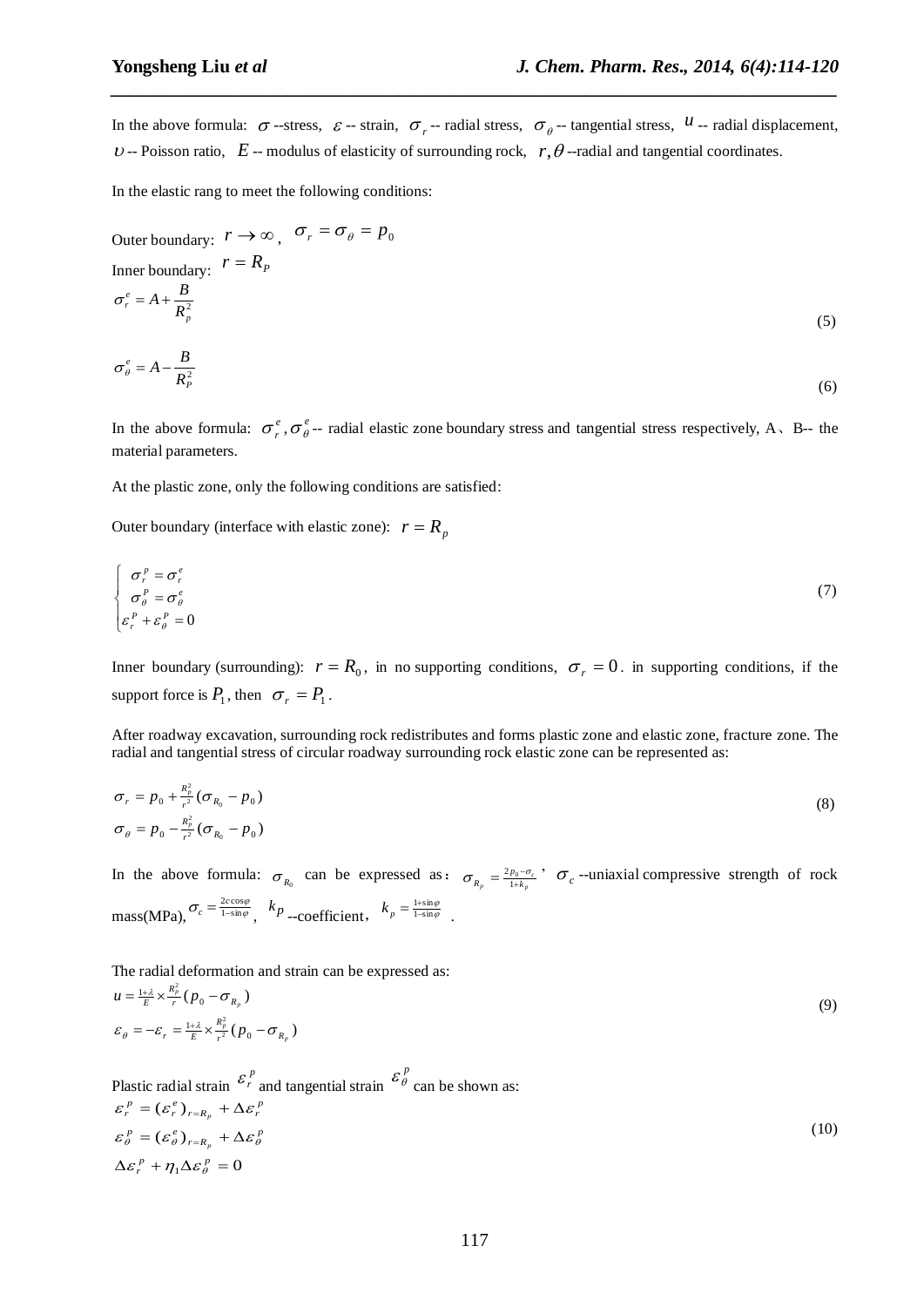In the above formula: $\sigma$ --stress, $\varepsilon$ -- strain, $\sigma_r$ -- radial stress, $\sigma_\theta$ -- tangential stress, $u$ -- radial displacement, $\upsilon$ -- Poisson ratio, $E$ -- modulus of elasticity of surrounding rock, $r,\theta$ --radial and tangential coordinates.

In the elastic rang to meet the following conditions:

Outer boundary: $r \to \infty$ , $\sigma_r = \sigma_\theta = p_0$

Inner boundary: $r = R_P$

$$\sigma_r^e = A + \frac{B}{R_p^2} \tag{5}$$

$$\sigma_\theta^e = A - \frac{B}{R_P^2} \tag{6}$$

In the above formula: $\sigma_r^e, \sigma_\theta^e$ -- radial elastic zone boundary stress and tangential stress respectively, A、B-- the material parameters.

At the plastic zone, only the following conditions are satisfied:

Outer boundary (interface with elastic zone): $r = R_p$

$$\begin{cases} \sigma_r^p = \sigma_r^e \\ \sigma_\theta^P = \sigma_\theta^e \\ \varepsilon_r^p + \varepsilon_\theta^p = 0 \end{cases} \tag{7}$$

Inner boundary (surrounding): $r = R_0$, in no supporting conditions, $\sigma_r = 0$. in supporting conditions, if the support force is $P_1$, then $\sigma_r = P_1$.

After roadway excavation, surrounding rock redistributes and forms plastic zone and elastic zone, fracture zone. The radial and tangential stress of circular roadway surrounding rock elastic zone can be represented as:

$$\begin{aligned} \sigma_r &= p_0 + \frac{R_p^2}{r^2}(\sigma_{R_0} - p_0) \\ \sigma_\theta &= p_0 - \frac{R_p^2}{r^2}(\sigma_{R_0} - p_0) \end{aligned} \tag{8}$$

In the above formula: $\sigma_{R_0}$ can be expressed as： $\sigma_{R_p} = \frac{2p_0 - \sigma_c}{1 + k_p}$ , $\sigma_c$ --uniaxial compressive strength of rock mass(MPa), $\sigma_c = \frac{2c\cos\varphi}{1-\sin\varphi}$, $kp$ --coefficient， $k_p = \frac{1+\sin\varphi}{1-\sin\varphi}$ .

The radial deformation and strain can be expressed as:

$$\begin{aligned} u &= \frac{1+\lambda}{E} \times \frac{R_p^2}{r}(p_0 - \sigma_{R_p}) \\ \varepsilon_\theta &= -\varepsilon_r = \frac{1+\lambda}{E} \times \frac{R_p^2}{r^2}(p_0 - \sigma_{R_p}) \end{aligned} \tag{9}$$

Plastic radial strain $\varepsilon_r^p$ and tangential strain $\varepsilon_\theta^p$ can be shown as:

$$\begin{aligned} \varepsilon_r^p &= (\varepsilon_r^e)_{r=R_p} + \Delta\varepsilon_r^p \\ \varepsilon_\theta^p &= (\varepsilon_\theta^e)_{r=R_p} + \Delta\varepsilon_\theta^p \\ \Delta\varepsilon_r^p &+ \eta_1 \Delta\varepsilon_\theta^p = 0 \end{aligned} \tag{10}$$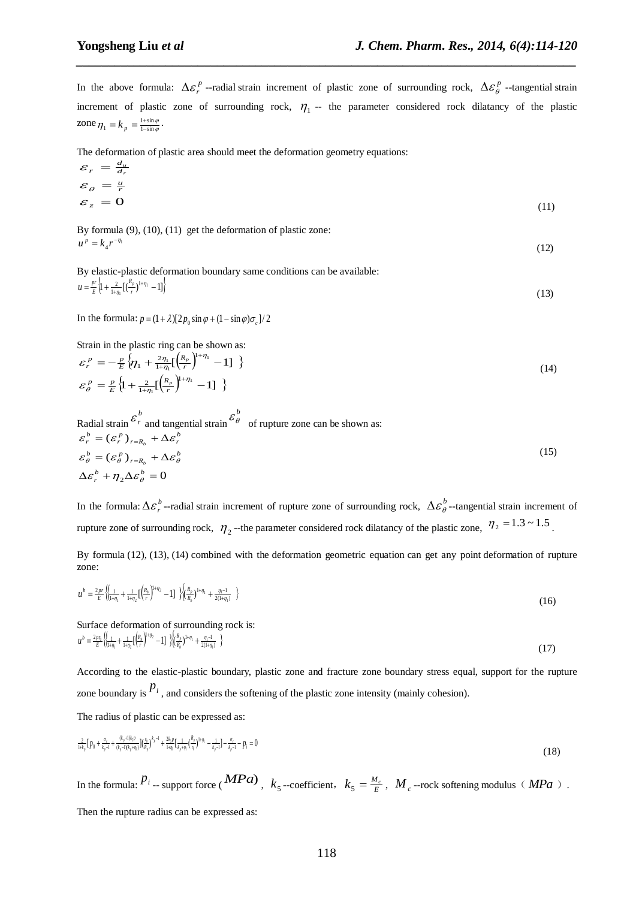In the above formula: $\Delta\varepsilon_r^p$ --radial strain increment of plastic zone of surrounding rock, $\Delta\varepsilon_\theta^p$ --tangential strain increment of plastic zone of surrounding rock, $\eta_1$ -- the parameter considered rock dilatancy of the plastic zone $\eta_1 = k_p = \frac{1+\sin\varphi}{1-\sin\varphi}$.

The deformation of plastic area should meet the deformation geometry equations:

$$
\begin{aligned}
\varepsilon_r &= \frac{d_u}{d_r} \\
\varepsilon_\theta &= \frac{u}{r} \\
\varepsilon_z &= 0
\end{aligned} \tag{11}
$$

By formula (9), (10), (11) get the deformation of plastic zone:

$$u^p = k_4 r^{-\eta_1} \tag{12}$$

By elastic-plastic deformation boundary same conditions can be available:

$$u = \frac{pr}{E}\left\{1 + \frac{2}{1+\eta_1}\left[\left(\frac{R_p}{r}\right)^{1+\eta_1} - 1\right]\right\} \tag{13}$$

In the formula: $p = (1+\lambda)[2p_0\sin\varphi + (1-\sin\varphi)\sigma_c]/2$

Strain in the plastic ring can be shown as:

$$
\begin{aligned}
\varepsilon_r^p &= -\frac{p}{E}\left\{\eta_1 + \frac{2\eta_1}{1+\eta_1}\left[\left(\frac{R_p}{r}\right)^{1+\eta_1} - 1\right]\right\} \\
\varepsilon_\theta^p &= \frac{p}{E}\left\{1 + \frac{2}{1+\eta_1}\left[\left(\frac{R_p}{r}\right)^{1+\eta_1} - 1\right]\right\}
\end{aligned} \tag{14}
$$

Radial strain $\varepsilon_r^b$ and tangential strain $\varepsilon_\theta^b$ of rupture zone can be shown as:

$$
\begin{aligned}
\varepsilon_r^b &= (\varepsilon_r^p)_{r=R_b} + \Delta\varepsilon_r^b \\
\varepsilon_\theta^b &= (\varepsilon_\theta^p)_{r=R_b} + \Delta\varepsilon_\theta^b \\
\Delta\varepsilon_r^b &+ \eta_2\Delta\varepsilon_\theta^b = 0
\end{aligned} \tag{15}
$$

In the formula: $\Delta\varepsilon_r^b$ --radial strain increment of rupture zone of surrounding rock, $\Delta\varepsilon_\theta^b$ --tangential strain increment of rupture zone of surrounding rock, $\eta_2$ --the parameter considered rock dilatancy of the plastic zone, $\eta_2 = 1.3 \sim 1.5$.

By formula (12), (13), (14) combined with the deformation geometric equation can get any point deformation of rupture zone:

$$u^b = \frac{2pr}{E}\left\{\left(\frac{1}{1+\eta_1} + \frac{1}{1+\eta_2}\left[\left(\frac{R_b}{r}\right)^{1+\eta_2} - 1\right]\right)\left(\frac{R_p}{R_b}\right)^{1+\eta_1} + \frac{\eta_1 - 1}{2(1+\eta_1)}\right\} \tag{16}$$

Surface deformation of surrounding rock is:

$$u^b = \frac{2pr_0}{E}\left\{\left(\frac{1}{1+\eta_1} + \frac{1}{1+\eta_2}\left[\left(\frac{R_b}{r}\right)^{1+\eta_2} - 1\right]\right)\left(\frac{R_p}{R_b}\right)^{1+\eta_1} + \frac{\eta_1 - 1}{2(1+\eta_1)}\right\} \tag{17}$$

According to the elastic-plastic boundary, plastic zone and fracture zone boundary stress equal, support for the rupture zone boundary is $p_i$, and considers the softening of the plastic zone intensity (mainly cohesion).

The radius of plastic can be expressed as:

$$\frac{2}{1+k_p}\left[p_0 + \frac{\sigma_c}{k_p - 1} + \frac{(k_p+1)k_5 p}{(k_p-1)(k_p+\eta_1)}\right]\left(\frac{r_0}{R_p}\right)^{k_p-1} + \frac{2k_5 p}{1+\eta_1}\left[\frac{1}{k_p+\eta_1}\left(\frac{R_p}{r_0}\right)^{1+\eta_1} - \frac{1}{k_p-1}\right] - \frac{\sigma_c}{k_p-1} - p_i = 0 \tag{18}$$

In the formula: $p_i$ -- support force ($MPa$), $k_5$ --coefficient, $k_5 = \frac{M_c}{E}$, $M_c$ --rock softening modulus（$MPa$）.

Then the rupture radius can be expressed as: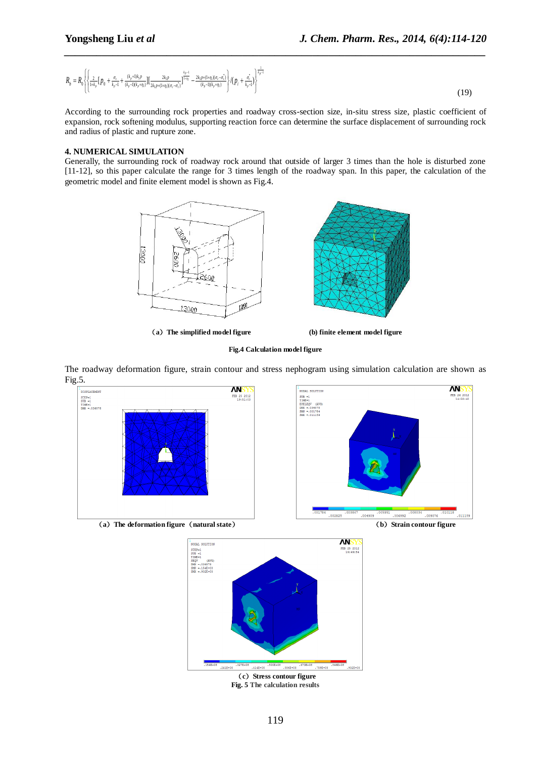$$R_b = R_0\left\{\left\{\frac{2}{1+k_p}\left[p_0+\frac{\sigma_c}{k_p-1}+\frac{(k_p+1)k_pp}{(k_p-1)(k_p+\eta)}\right]\left[\frac{2k_pp}{2k_pp+(1+\eta)(\sigma_c-\sigma_c^*)}\right]^{\frac{k_p-1}{1+\eta}}-\frac{2k_pp+(1+\eta)(\sigma_c-\sigma_c^*)}{(k_p-1)(k_p+\eta)}\right\}/\left(p_i+\frac{\sigma_c^*}{k_p-1}\right)\right\}^{\frac{1}{k_p-1}} \tag{19}$$

According to the surrounding rock properties and roadway cross-section size, in-situ stress size, plastic coefficient of expansion, rock softening modulus, supporting reaction force can determine the surface displacement of surrounding rock and radius of plastic and rupture zone.

## 4. NUMERICAL SIMULATION

Generally, the surrounding rock of roadway rock around that outside of larger 3 times than the hole is disturbed zone [11-12], so this paper calculate the range for 3 times length of the roadway span. In this paper, the calculation of the geometric model and finite element model is shown as Fig.4.

(a) The simplified model figure (b) finite element model figure

Fig.4 Calculation model figure

The roadway deformation figure, strain contour and stress nephogram using simulation calculation are shown as Fig.5.

(a) The deformation figure (natural state) (b) Strain contour figure

(c) Stress contour figure

Fig. 5 The calculation results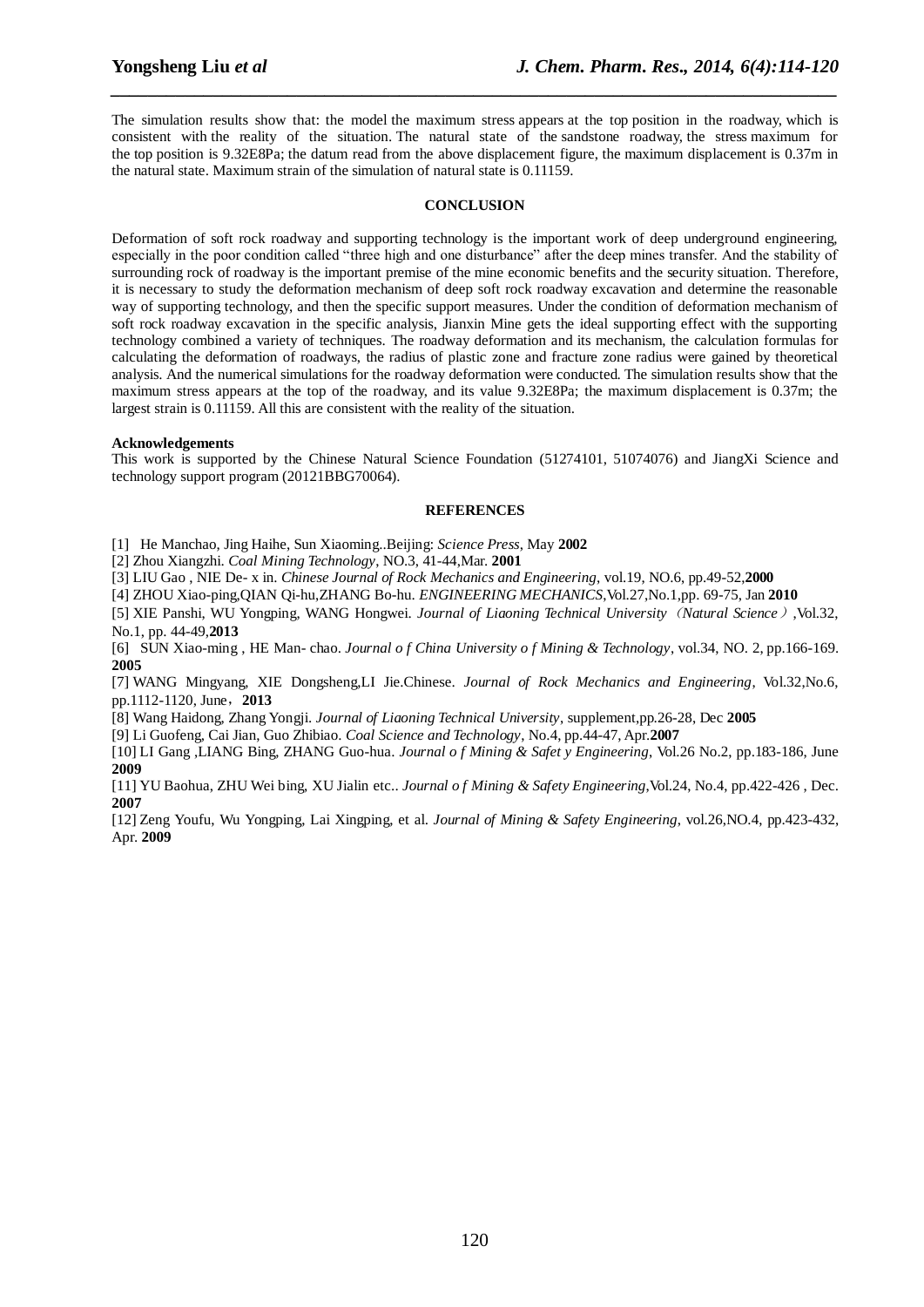The simulation results show that: the model the maximum stress appears at the top position in the roadway, which is consistent with the reality of the situation. The natural state of the sandstone roadway, the stress maximum for the top position is 9.32E8Pa; the datum read from the above displacement figure, the maximum displacement is 0.37m in the natural state. Maximum strain of the simulation of natural state is 0.11159.

## CONCLUSION

Deformation of soft rock roadway and supporting technology is the important work of deep underground engineering, especially in the poor condition called "three high and one disturbance" after the deep mines transfer. And the stability of surrounding rock of roadway is the important premise of the mine economic benefits and the security situation. Therefore, it is necessary to study the deformation mechanism of deep soft rock roadway excavation and determine the reasonable way of supporting technology, and then the specific support measures. Under the condition of deformation mechanism of soft rock roadway excavation in the specific analysis, Jianxin Mine gets the ideal supporting effect with the supporting technology combined a variety of techniques. The roadway deformation and its mechanism, the calculation formulas for calculating the deformation of roadways, the radius of plastic zone and fracture zone radius were gained by theoretical analysis. And the numerical simulations for the roadway deformation were conducted. The simulation results show that the maximum stress appears at the top of the roadway, and its value 9.32E8Pa; the maximum displacement is 0.37m; the largest strain is 0.11159. All this are consistent with the reality of the situation.

**Acknowledgements**

This work is supported by the Chinese Natural Science Foundation (51274101, 51074076) and JiangXi Science and technology support program (20121BBG70064).

## REFERENCES

[1] He Manchao, Jing Haihe, Sun Xiaoming..Beijing: *Science Press*, May **2002**

[2] Zhou Xiangzhi. *Coal Mining Technology*, NO.3, 41-44,Mar. **2001**

[3] LIU Gao , NIE De- x in. *Chinese Journal of Rock Mechanics and Engineering*, vol.19, NO.6, pp.49-52,**2000**

[4] ZHOU Xiao-ping,QIAN Qi-hu,ZHANG Bo-hu. *ENGINEERING MECHANICS*,Vol.27,No.1,pp. 69-75, Jan **2010**

[5] XIE Panshi, WU Yongping, WANG Hongwei. *Journal of Liaoning Technical University（Natural Science）*,Vol.32, No.1, pp. 44-49,**2013**

[6] SUN Xiao-ming , HE Man- chao. *Journal o f China University o f Mining & Technology*, vol.34, NO. 2, pp.166-169. **2005**

[7] WANG Mingyang, XIE Dongsheng,LI Jie.Chinese. *Journal of Rock Mechanics and Engineering*, Vol.32,No.6, pp.1112-1120, June，**2013**

[8] Wang Haidong, Zhang Yongji. *Journal of Liaoning Technical University*, supplement,pp.26-28, Dec **2005**

[9] Li Guofeng, Cai Jian, Guo Zhibiao. *Coal Science and Technology*, No.4, pp.44-47, Apr.**2007**

[10] LI Gang ,LIANG Bing, ZHANG Guo-hua. *Journal o f Mining & Safet y Engineering*, Vol.26 No.2, pp.183-186, June **2009**

[11] YU Baohua, ZHU Wei bing, XU Jialin etc.. *Journal o f Mining & Safety Engineering*,Vol.24, No.4, pp.422-426 , Dec. **2007**

[12] Zeng Youfu, Wu Yongping, Lai Xingping, et al. *Journal of Mining & Safety Engineering*, vol.26,NO.4, pp.423-432, Apr. **2009**